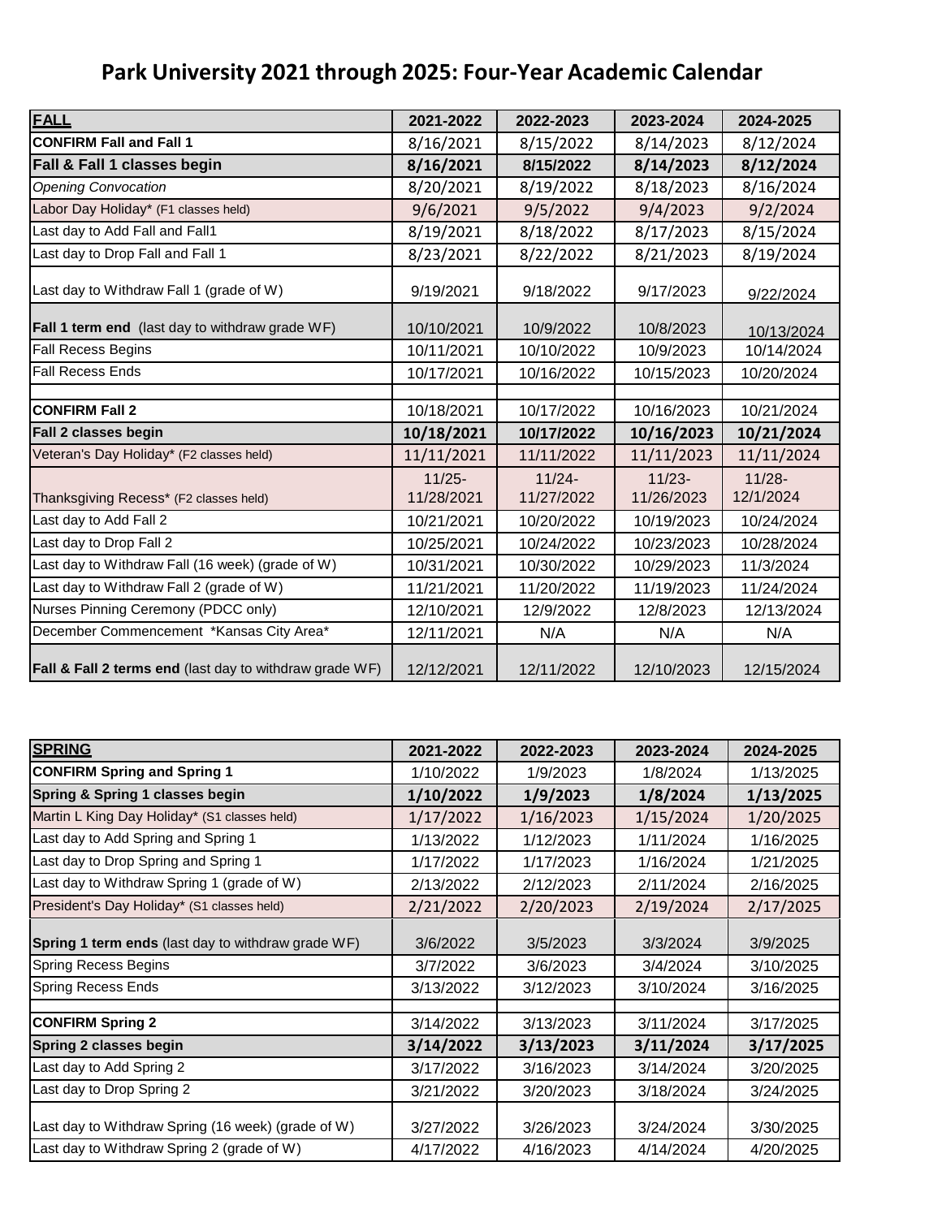# Park University 2021 through 2025: Four-Year Academic Calendar

| FALL | 2021-2022 | 2022-2023 | 2023-2024 | 2024-2025 |
|---|---|---|---|---|
| **CONFIRM Fall and Fall 1** | 8/16/2021 | 8/15/2022 | 8/14/2023 | 8/12/2024 |
| **Fall & Fall 1 classes begin** | **8/16/2021** | **8/15/2022** | **8/14/2023** | **8/12/2024** |
| *Opening Convocation* | 8/20/2021 | 8/19/2022 | 8/18/2023 | 8/16/2024 |
| Labor Day Holiday* (F1 classes held) | 9/6/2021 | 9/5/2022 | 9/4/2023 | 9/2/2024 |
| Last day to Add Fall and Fall1 | 8/19/2021 | 8/18/2022 | 8/17/2023 | 8/15/2024 |
| Last day to Drop Fall and Fall 1 | 8/23/2021 | 8/22/2022 | 8/21/2023 | 8/19/2024 |
| Last day to Withdraw Fall 1 (grade of W) | 9/19/2021 | 9/18/2022 | 9/17/2023 | 9/22/2024 |
| **Fall 1 term end** (last day to withdraw grade WF) | 10/10/2021 | 10/9/2022 | 10/8/2023 | 10/13/2024 |
| Fall Recess Begins | 10/11/2021 | 10/10/2022 | 10/9/2023 | 10/14/2024 |
| Fall Recess Ends | 10/17/2021 | 10/16/2022 | 10/15/2023 | 10/20/2024 |
| | | | | |
| **CONFIRM Fall 2** | 10/18/2021 | 10/17/2022 | 10/16/2023 | 10/21/2024 |
| **Fall 2 classes begin** | **10/18/2021** | **10/17/2022** | **10/16/2023** | **10/21/2024** |
| Veteran's Day Holiday* (F2 classes held) | 11/11/2021 | 11/11/2022 | 11/11/2023 | 11/11/2024 |
| Thanksgiving Recess* (F2 classes held) | 11/25-11/28/2021 | 11/24-11/27/2022 | 11/23-11/26/2023 | 11/28-12/1/2024 |
| Last day to Add Fall 2 | 10/21/2021 | 10/20/2022 | 10/19/2023 | 10/24/2024 |
| Last day to Drop Fall 2 | 10/25/2021 | 10/24/2022 | 10/23/2023 | 10/28/2024 |
| Last day to Withdraw Fall (16 week) (grade of W) | 10/31/2021 | 10/30/2022 | 10/29/2023 | 11/3/2024 |
| Last day to Withdraw Fall 2 (grade of W) | 11/21/2021 | 11/20/2022 | 11/19/2023 | 11/24/2024 |
| Nurses Pinning Ceremony (PDCC only) | 12/10/2021 | 12/9/2022 | 12/8/2023 | 12/13/2024 |
| December Commencement *Kansas City Area* | 12/11/2021 | N/A | N/A | N/A |
| **Fall & Fall 2 terms end** (last day to withdraw grade WF) | 12/12/2021 | 12/11/2022 | 12/10/2023 | 12/15/2024 |

| SPRING | 2021-2022 | 2022-2023 | 2023-2024 | 2024-2025 |
|---|---|---|---|---|
| **CONFIRM Spring and Spring 1** | 1/10/2022 | 1/9/2023 | 1/8/2024 | 1/13/2025 |
| **Spring & Spring 1 classes begin** | **1/10/2022** | **1/9/2023** | **1/8/2024** | **1/13/2025** |
| Martin L King Day Holiday* (S1 classes held) | 1/17/2022 | 1/16/2023 | 1/15/2024 | 1/20/2025 |
| Last day to Add Spring and Spring 1 | 1/13/2022 | 1/12/2023 | 1/11/2024 | 1/16/2025 |
| Last day to Drop Spring and Spring 1 | 1/17/2022 | 1/17/2023 | 1/16/2024 | 1/21/2025 |
| Last day to Withdraw Spring 1 (grade of W) | 2/13/2022 | 2/12/2023 | 2/11/2024 | 2/16/2025 |
| President's Day Holiday* (S1 classes held) | 2/21/2022 | 2/20/2023 | 2/19/2024 | 2/17/2025 |
| **Spring 1 term ends** (last day to withdraw grade WF) | 3/6/2022 | 3/5/2023 | 3/3/2024 | 3/9/2025 |
| Spring Recess Begins | 3/7/2022 | 3/6/2023 | 3/4/2024 | 3/10/2025 |
| Spring Recess Ends | 3/13/2022 | 3/12/2023 | 3/10/2024 | 3/16/2025 |
| | | | | |
| **CONFIRM Spring 2** | 3/14/2022 | 3/13/2023 | 3/11/2024 | 3/17/2025 |
| **Spring 2 classes begin** | **3/14/2022** | **3/13/2023** | **3/11/2024** | **3/17/2025** |
| Last day to Add Spring 2 | 3/17/2022 | 3/16/2023 | 3/14/2024 | 3/20/2025 |
| Last day to Drop Spring 2 | 3/21/2022 | 3/20/2023 | 3/18/2024 | 3/24/2025 |
| Last day to Withdraw Spring (16 week) (grade of W) | 3/27/2022 | 3/26/2023 | 3/24/2024 | 3/30/2025 |
| Last day to Withdraw Spring 2 (grade of W) | 4/17/2022 | 4/16/2023 | 4/14/2024 | 4/20/2025 |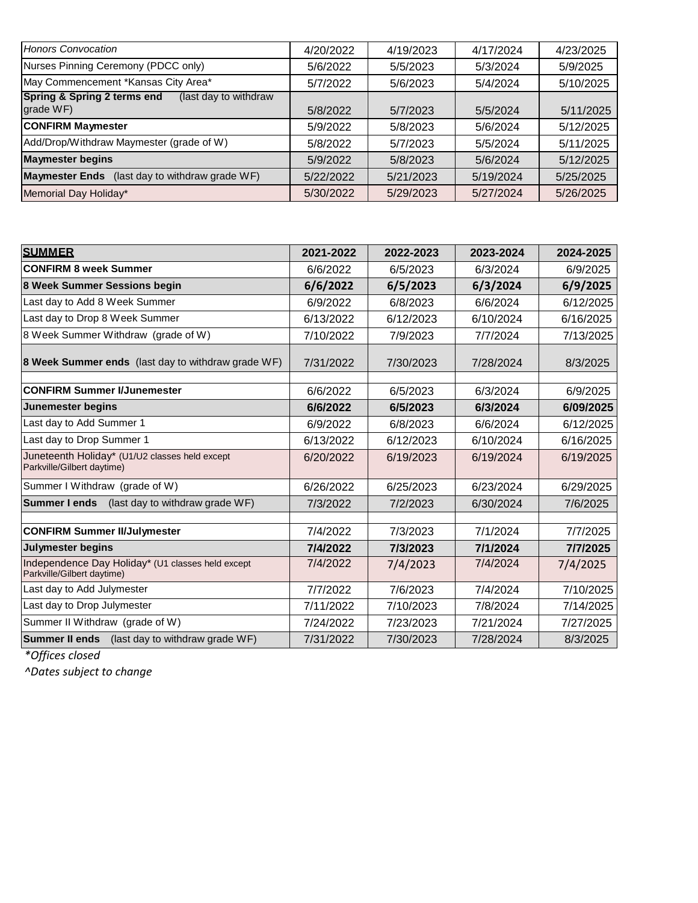| | | | | |
|---|---|---|---|---|
| *Honors Convocation* | 4/20/2022 | 4/19/2023 | 4/17/2024 | 4/23/2025 |
| Nurses Pinning Ceremony (PDCC only) | 5/6/2022 | 5/5/2023 | 5/3/2024 | 5/9/2025 |
| May Commencement *Kansas City Area* | 5/7/2022 | 5/6/2023 | 5/4/2024 | 5/10/2025 |
| **Spring & Spring 2 terms end** (last day to withdraw grade WF) | 5/8/2022 | 5/7/2023 | 5/5/2024 | 5/11/2025 |
| **CONFIRM Maymester** | 5/9/2022 | 5/8/2023 | 5/6/2024 | 5/12/2025 |
| Add/Drop/Withdraw Maymester (grade of W) | 5/8/2022 | 5/7/2023 | 5/5/2024 | 5/11/2025 |
| **Maymester begins** | 5/9/2022 | 5/8/2023 | 5/6/2024 | 5/12/2025 |
| **Maymester Ends** (last day to withdraw grade WF) | 5/22/2022 | 5/21/2023 | 5/19/2024 | 5/25/2025 |
| Memorial Day Holiday* | 5/30/2022 | 5/29/2023 | 5/27/2024 | 5/26/2025 |

| **SUMMER** | **2021-2022** | **2022-2023** | **2023-2024** | **2024-2025** |
|---|---|---|---|---|
| **CONFIRM 8 week Summer** | 6/6/2022 | 6/5/2023 | 6/3/2024 | 6/9/2025 |
| **8 Week Summer Sessions begin** | **6/6/2022** | **6/5/2023** | **6/3/2024** | **6/9/2025** |
| Last day to Add 8 Week Summer | 6/9/2022 | 6/8/2023 | 6/6/2024 | 6/12/2025 |
| Last day to Drop 8 Week Summer | 6/13/2022 | 6/12/2023 | 6/10/2024 | 6/16/2025 |
| 8 Week Summer Withdraw (grade of W) | 7/10/2022 | 7/9/2023 | 7/7/2024 | 7/13/2025 |
| **8 Week Summer ends** (last day to withdraw grade WF) | 7/31/2022 | 7/30/2023 | 7/28/2024 | 8/3/2025 |
| | | | | |
| **CONFIRM Summer I/Junemester** | 6/6/2022 | 6/5/2023 | 6/3/2024 | 6/9/2025 |
| **Junemester begins** | **6/6/2022** | **6/5/2023** | **6/3/2024** | **6/09/2025** |
| Last day to Add Summer 1 | 6/9/2022 | 6/8/2023 | 6/6/2024 | 6/12/2025 |
| Last day to Drop Summer 1 | 6/13/2022 | 6/12/2023 | 6/10/2024 | 6/16/2025 |
| Juneteenth Holiday* (U1/U2 classes held except Parkville/Gilbert daytime) | 6/20/2022 | 6/19/2023 | 6/19/2024 | 6/19/2025 |
| Summer I Withdraw (grade of W) | 6/26/2022 | 6/25/2023 | 6/23/2024 | 6/29/2025 |
| **Summer I ends** (last day to withdraw grade WF) | 7/3/2022 | 7/2/2023 | 6/30/2024 | 7/6/2025 |
| | | | | |
| **CONFIRM Summer II/Julymester** | 7/4/2022 | 7/3/2023 | 7/1/2024 | 7/7/2025 |
| **Julymester begins** | **7/4/2022** | **7/3/2023** | **7/1/2024** | **7/7/2025** |
| Independence Day Holiday* (U1 classes held except Parkville/Gilbert daytime) | 7/4/2022 | 7/4/2023 | 7/4/2024 | 7/4/2025 |
| Last day to Add Julymester | 7/7/2022 | 7/6/2023 | 7/4/2024 | 7/10/2025 |
| Last day to Drop Julymester | 7/11/2022 | 7/10/2023 | 7/8/2024 | 7/14/2025 |
| Summer II Withdraw (grade of W) | 7/24/2022 | 7/23/2023 | 7/21/2024 | 7/27/2025 |
| **Summer II ends** (last day to withdraw grade WF) | 7/31/2022 | 7/30/2023 | 7/28/2024 | 8/3/2025 |

*\*Offices closed*

*^Dates subject to change*